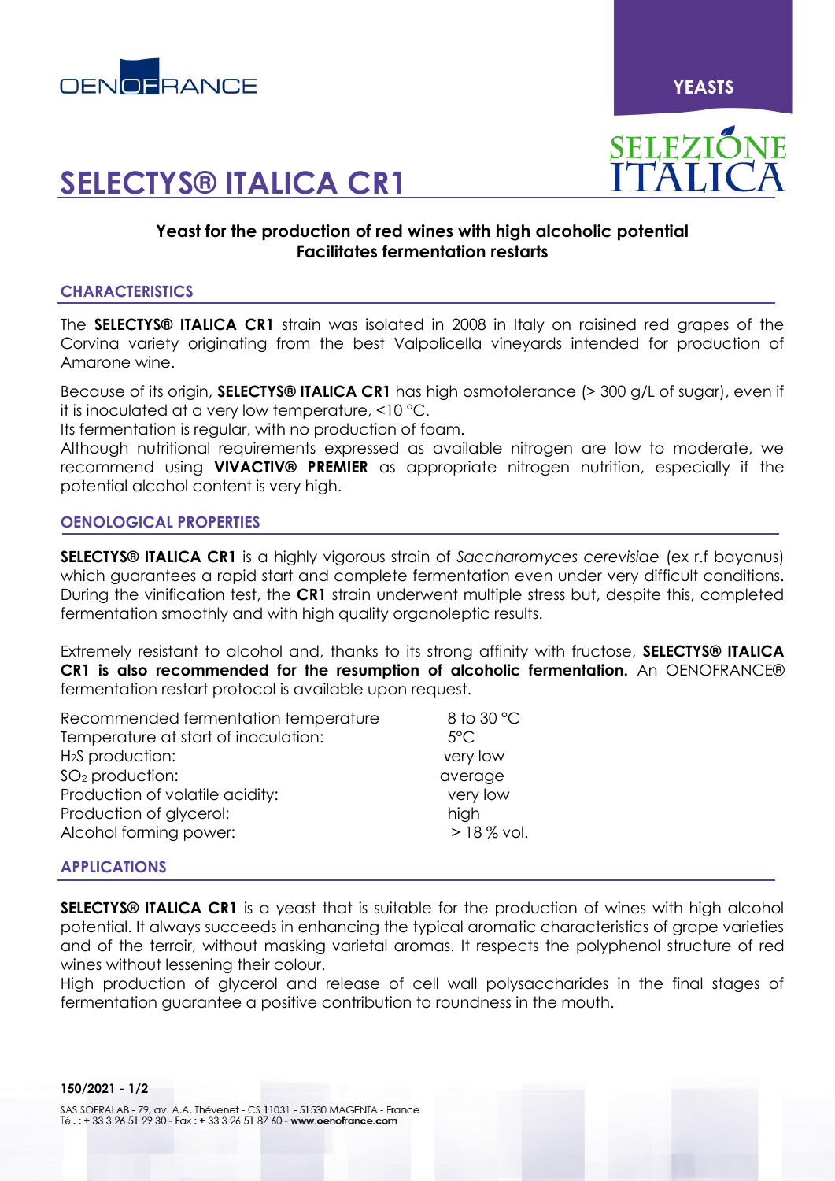YEASTS

# SELECTYS® ITALICA CR1

**Yeast for the production of red wines with high alcoholic potential**
**Facilitates fermentation restarts**

## CHARACTERISTICS

The **SELECTYS® ITALICA CR1** strain was isolated in 2008 in Italy on raisined red grapes of the Corvina variety originating from the best Valpolicella vineyards intended for production of Amarone wine.

Because of its origin, **SELECTYS® ITALICA CR1** has high osmotolerance (> 300 g/L of sugar), even if it is inoculated at a very low temperature, <10 °C.

Its fermentation is regular, with no production of foam.

Although nutritional requirements expressed as available nitrogen are low to moderate, we recommend using **VIVACTIV® PREMIER** as appropriate nitrogen nutrition, especially if the potential alcohol content is very high.

## OENOLOGICAL PROPERTIES

**SELECTYS® ITALICA CR1** is a highly vigorous strain of *Saccharomyces cerevisiae* (ex r.f bayanus) which guarantees a rapid start and complete fermentation even under very difficult conditions. During the vinification test, the **CR1** strain underwent multiple stress but, despite this, completed fermentation smoothly and with high quality organoleptic results.

Extremely resistant to alcohol and, thanks to its strong affinity with fructose, **SELECTYS® ITALICA CR1 is also recommended for the resumption of alcoholic fermentation.** An OENOFRANCE® fermentation restart protocol is available upon request.

| | |
|---|---|
| Recommended fermentation temperature | 8 to 30 °C |
| Temperature at start of inoculation: | 5°C |
| $H_2S$ production: | very low |
| $SO_2$ production: | average |
| Production of volatile acidity: | very low |
| Production of glycerol: | high |
| Alcohol forming power: | > 18 % vol. |

## APPLICATIONS

**SELECTYS® ITALICA CR1** is a yeast that is suitable for the production of wines with high alcohol potential. It always succeeds in enhancing the typical aromatic characteristics of grape varieties and of the terroir, without masking varietal aromas. It respects the polyphenol structure of red wines without lessening their colour.

High production of glycerol and release of cell wall polysaccharides in the final stages of fermentation guarantee a positive contribution to roundness in the mouth.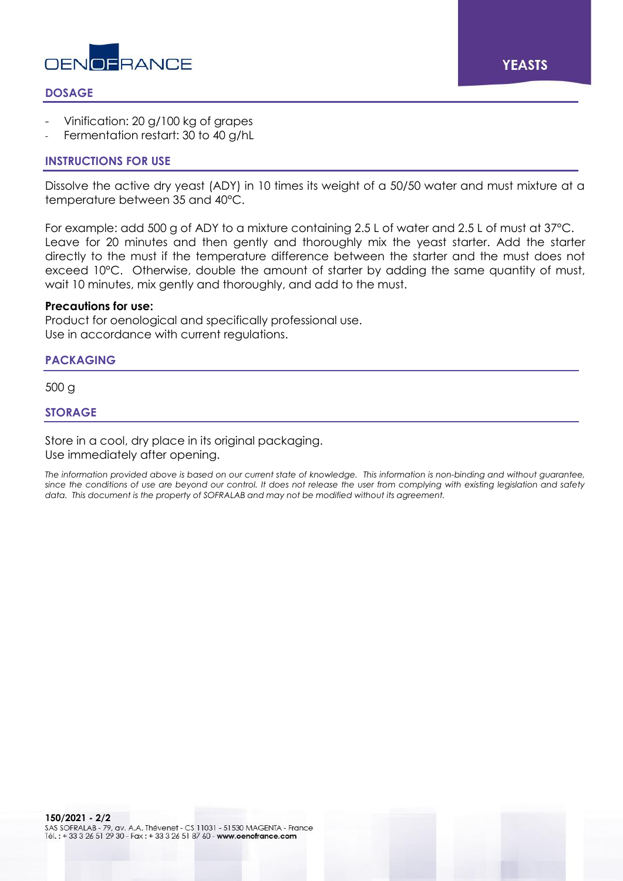## DOSAGE

- Vinification: 20 g/100 kg of grapes
- Fermentation restart: 30 to 40 g/hL

## INSTRUCTIONS FOR USE

Dissolve the active dry yeast (ADY) in 10 times its weight of a 50/50 water and must mixture at a temperature between 35 and 40°C.

For example: add 500 g of ADY to a mixture containing 2.5 L of water and 2.5 L of must at 37°C. Leave for 20 minutes and then gently and thoroughly mix the yeast starter. Add the starter directly to the must if the temperature difference between the starter and the must does not exceed 10°C. Otherwise, double the amount of starter by adding the same quantity of must, wait 10 minutes, mix gently and thoroughly, and add to the must.

**Precautions for use:**
Product for oenological and specifically professional use.
Use in accordance with current regulations.

## PACKAGING

500 g

## STORAGE

Store in a cool, dry place in its original packaging.
Use immediately after opening.

*The information provided above is based on our current state of knowledge. This information is non-binding and without guarantee, since the conditions of use are beyond our control. It does not release the user from complying with existing legislation and safety data. This document is the property of SOFRALAB and may not be modified without its agreement.*

**150/2021**
SAS SOFRALAB - 79, av. A.A. Thévenet - CS 11031 - 51530 MAGENTA - France
Tél. : + 33 3 26 51 29 30 - Fax : + 33 3 26 51 87 60 - **www.oenofrance.com**